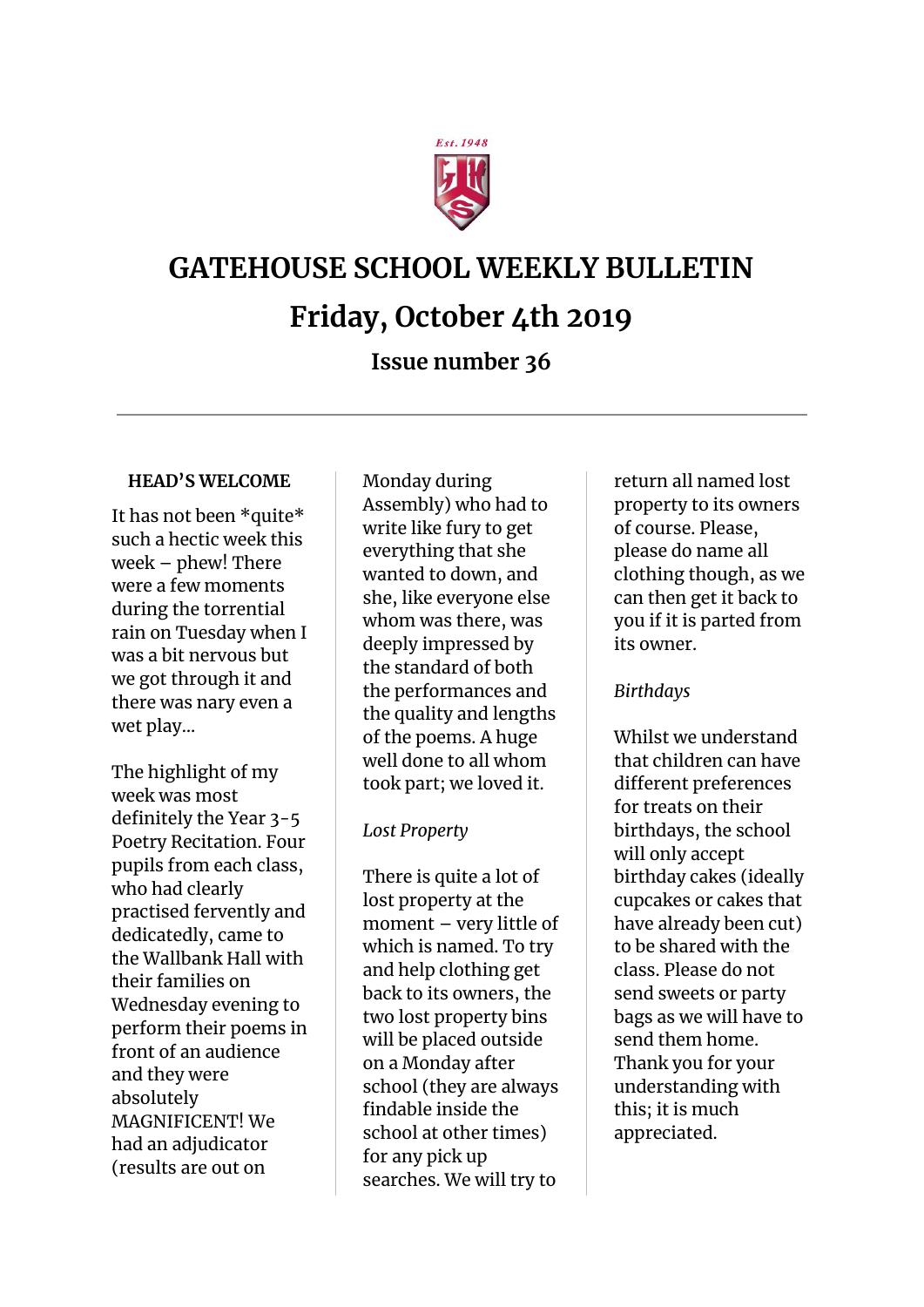# GATEHOUSE SCHOOL WEEKLY BULLETIN

## Friday, October 4th 2019

### Issue number 36

---

**HEAD'S WELCOME**

It has not been *quite* such a hectic week this week – phew! There were a few moments during the torrential rain on Tuesday when I was a bit nervous but we got through it and there was nary even a wet play...

The highlight of my week was most definitely the Year 3-5 Poetry Recitation. Four pupils from each class, who had clearly practised fervently and dedicatedly, came to the Wallbank Hall with their families on Wednesday evening to perform their poems in front of an audience and they were absolutely MAGNIFICENT! We had an adjudicator (results are out on Monday during Assembly) who had to write like fury to get everything that she wanted to down, and she, like everyone else whom was there, was deeply impressed by the standard of both the performances and the quality and lengths of the poems. A huge well done to all whom took part; we loved it.

*Lost Property*

There is quite a lot of lost property at the moment – very little of which is named. To try and help clothing get back to its owners, the two lost property bins will be placed outside on a Monday after school (they are always findable inside the school at other times) for any pick up searches. We will try to return all named lost property to its owners of course. Please, please do name all clothing though, as we can then get it back to you if it is parted from its owner.

*Birthdays*

Whilst we understand that children can have different preferences for treats on their birthdays, the school will only accept birthday cakes (ideally cupcakes or cakes that have already been cut) to be shared with the class. Please do not send sweets or party bags as we will have to send them home. Thank you for your understanding with this; it is much appreciated.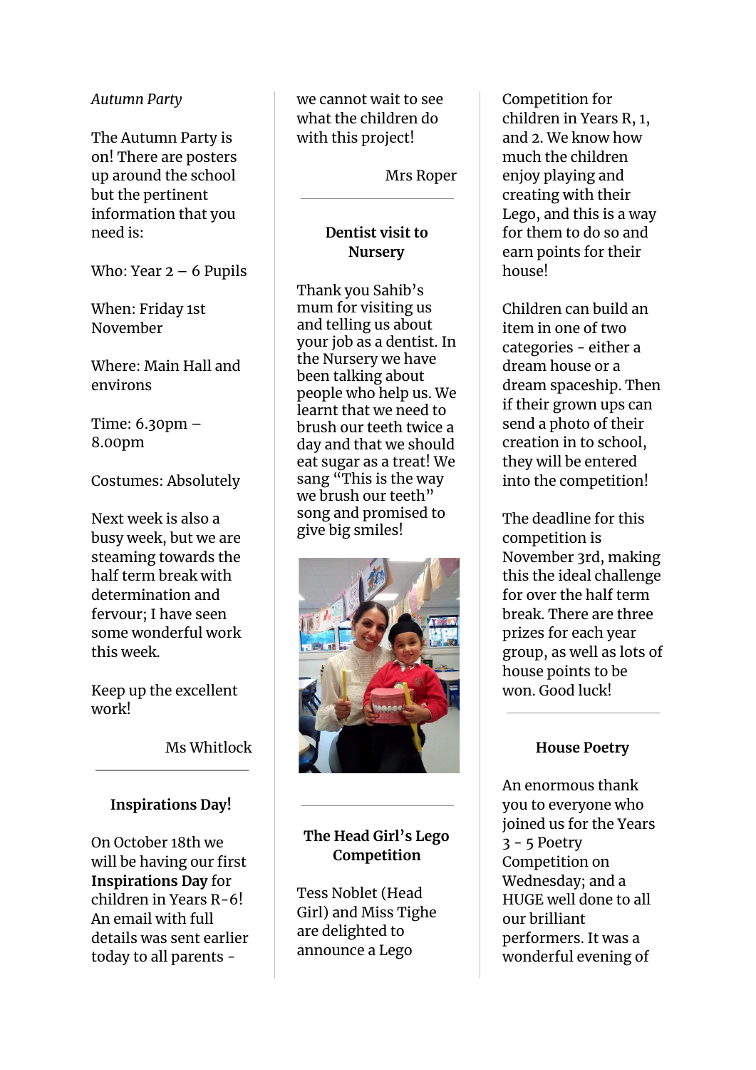*Autumn Party*

The Autumn Party is on! There are posters up around the school but the pertinent information that you need is:

Who: Year 2 – 6 Pupils

When: Friday 1st November

Where: Main Hall and environs

Time: 6.30pm – 8.00pm

Costumes: Absolutely

Next week is also a busy week, but we are steaming towards the half term break with determination and fervour; I have seen some wonderful work this week.

Keep up the excellent work!

Ms Whitlock

---

### Inspirations Day!

On October 18th we will be having our first **Inspirations Day** for children in Years R-6! An email with full details was sent earlier today to all parents - we cannot wait to see what the children do with this project!

Mrs Roper

---

### Dentist visit to Nursery

Thank you Sahib's mum for visiting us and telling us about your job as a dentist. In the Nursery we have been talking about people who help us. We learnt that we need to brush our teeth twice a day and that we should eat sugar as a treat! We sang "This is the way we brush our teeth" song and promised to give big smiles!

---

### The Head Girl's Lego Competition

Tess Noblet (Head Girl) and Miss Tighe are delighted to announce a Lego Competition for children in Years R, 1, and 2. We know how much the children enjoy playing and creating with their Lego, and this is a way for them to do so and earn points for their house!

Children can build an item in one of two categories - either a dream house or a dream spaceship. Then if their grown ups can send a photo of their creation in to school, they will be entered into the competition!

The deadline for this competition is November 3rd, making this the ideal challenge for over the half term break. There are three prizes for each year group, as well as lots of house points to be won. Good luck!

---

### House Poetry

An enormous thank you to everyone who joined us for the Years 3 - 5 Poetry Competition on Wednesday; and a HUGE well done to all our brilliant performers. It was a wonderful evening of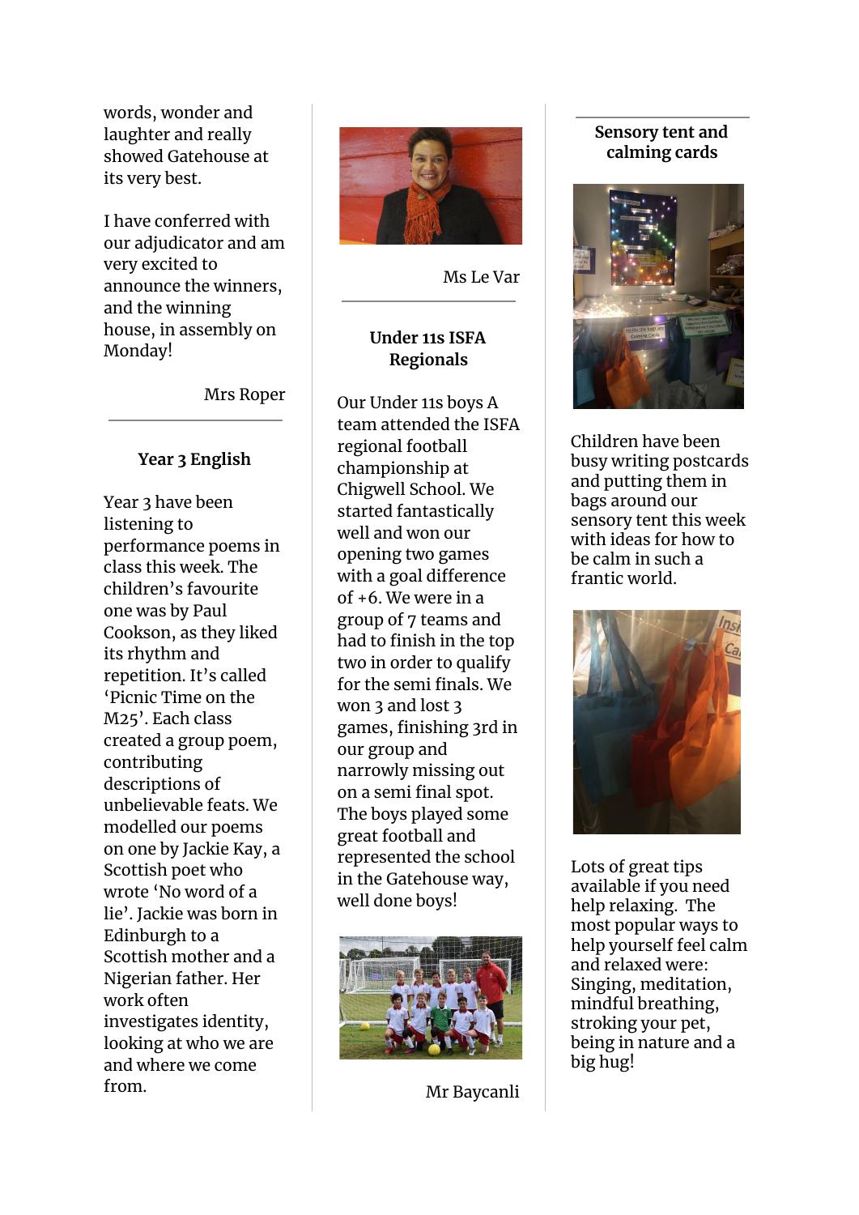words, wonder and laughter and really showed Gatehouse at its very best.

I have conferred with our adjudicator and am very excited to announce the winners, and the winning house, in assembly on Monday!

Mrs Roper

### Year 3 English

Year 3 have been listening to performance poems in class this week. The children's favourite one was by Paul Cookson, as they liked its rhythm and repetition. It's called 'Picnic Time on the M25'. Each class created a group poem, contributing descriptions of unbelievable feats. We modelled our poems on one by Jackie Kay, a Scottish poet who wrote 'No word of a lie'. Jackie was born in Edinburgh to a Scottish mother and a Nigerian father. Her work often investigates identity, looking at who we are and where we come from.

Ms Le Var

### Under 11s ISFA Regionals

Our Under 11s boys A team attended the ISFA regional football championship at Chigwell School. We started fantastically well and won our opening two games with a goal difference of +6. We were in a group of 7 teams and had to finish in the top two in order to qualify for the semi finals. We won 3 and lost 3 games, finishing 3rd in our group and narrowly missing out on a semi final spot. The boys played some great football and represented the school in the Gatehouse way, well done boys!

Mr Baycanli

### Sensory tent and calming cards

Children have been busy writing postcards and putting them in bags around our sensory tent this week with ideas for how to be calm in such a frantic world.

Lots of great tips available if you need help relaxing. The most popular ways to help yourself feel calm and relaxed were: Singing, meditation, mindful breathing, stroking your pet, being in nature and a big hug!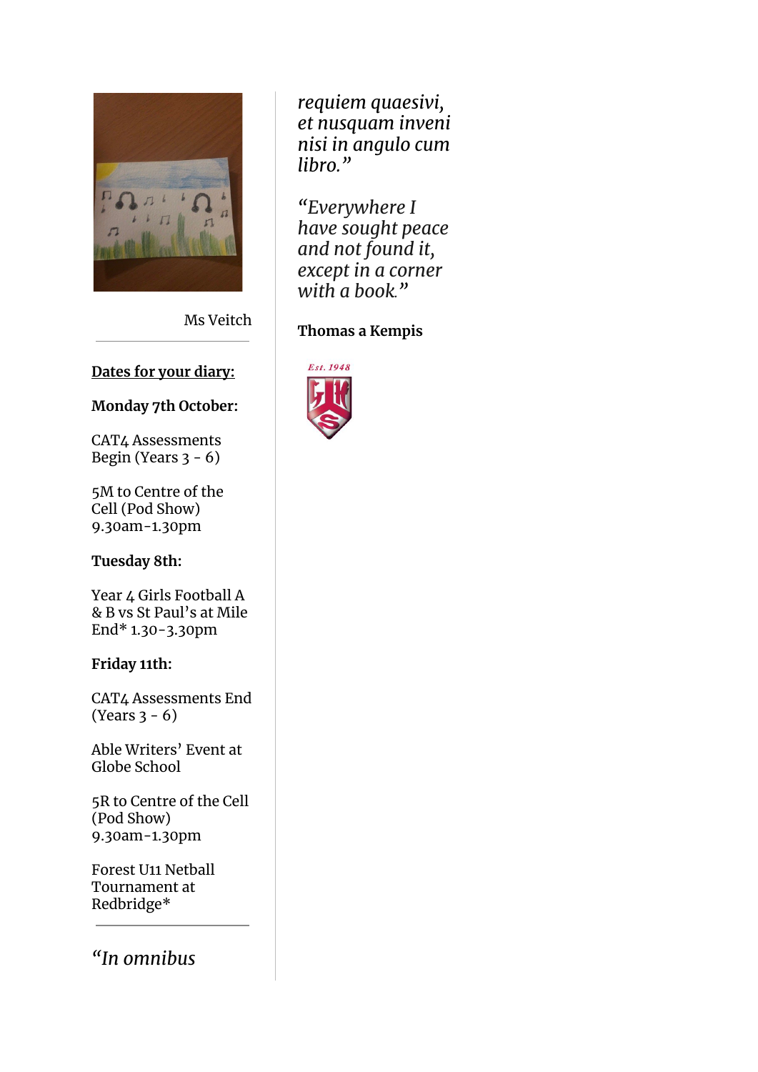Ms Veitch

---

**Dates for your diary:**

**Monday 7th October:**

CAT4 Assessments Begin (Years 3 - 6)

5M to Centre of the Cell (Pod Show) 9.30am-1.30pm

**Tuesday 8th:**

Year 4 Girls Football A & B vs St Paul's at Mile End* 1.30-3.30pm

**Friday 11th:**

CAT4 Assessments End (Years 3 - 6)

Able Writers' Event at Globe School

5R to Centre of the Cell (Pod Show) 9.30am-1.30pm

Forest U11 Netball Tournament at Redbridge*

---

*"In omnibus requiem quaesivi, et nusquam inveni nisi in angulo cum libro."*

*"Everywhere I have sought peace and not found it, except in a corner with a book."*

**Thomas a Kempis**

Est. 1948